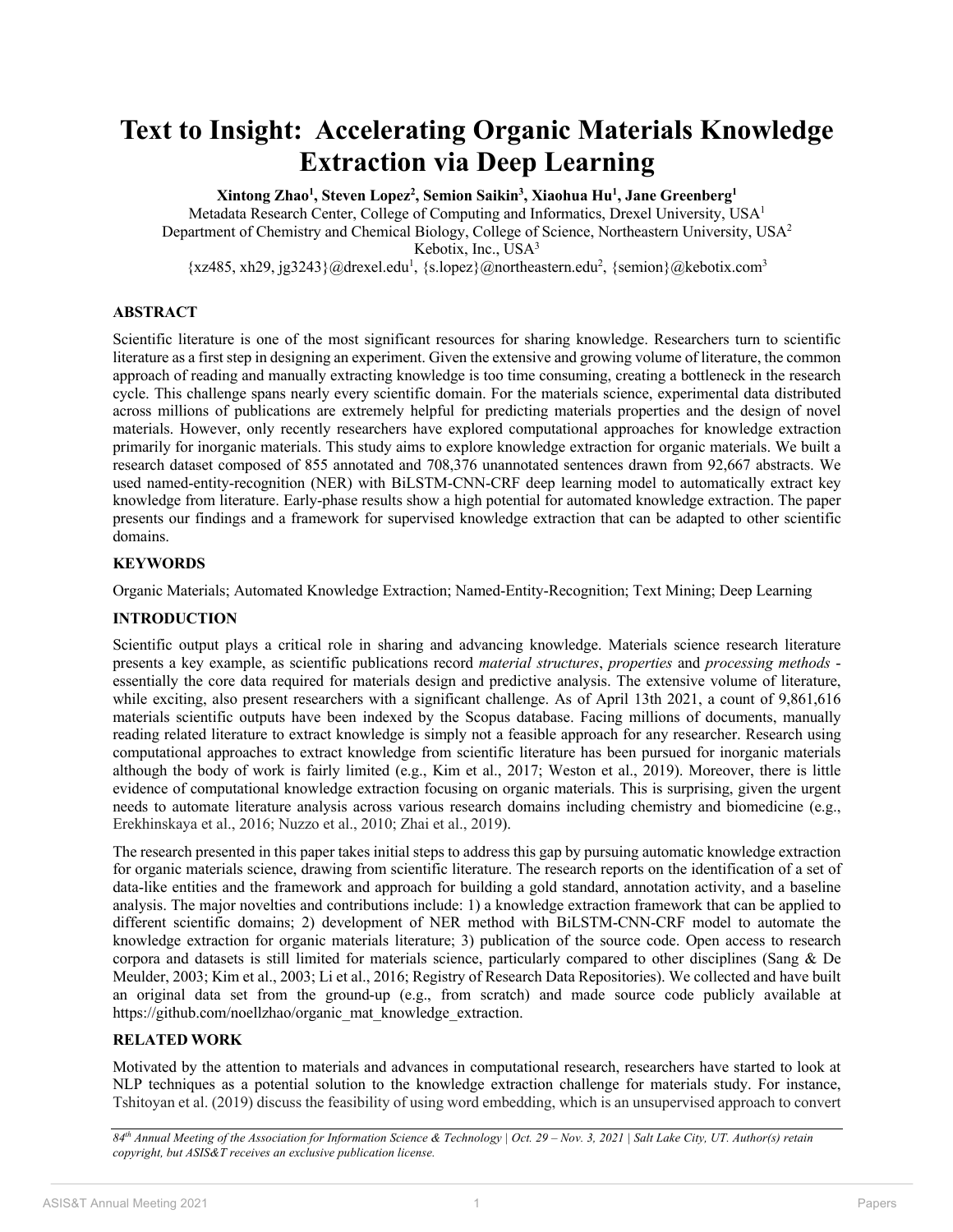# Text to Insight: Accelerating Organic Materials Knowledge Extraction via Deep Learning

**Xintong Zhao[1], Steven Lopez[2], Semion Saikin[3], Xiaohua Hu[1], Jane Greenberg[1]**

Metadata Research Center, College of Computing and Informatics, Drexel University, USA[1]
Department of Chemistry and Chemical Biology, College of Science, Northeastern University, USA[2]
Kebotix, Inc., USA[3]
{xz485, xh29, jg3243}@drexel.edu[1], {s.lopez}@northeastern.edu[2], {semion}@kebotix.com[3]

## ABSTRACT

Scientific literature is one of the most significant resources for sharing knowledge. Researchers turn to scientific literature as a first step in designing an experiment. Given the extensive and growing volume of literature, the common approach of reading and manually extracting knowledge is too time consuming, creating a bottleneck in the research cycle. This challenge spans nearly every scientific domain. For the materials science, experimental data distributed across millions of publications are extremely helpful for predicting materials properties and the design of novel materials. However, only recently researchers have explored computational approaches for knowledge extraction primarily for inorganic materials. This study aims to explore knowledge extraction for organic materials. We built a research dataset composed of 855 annotated and 708,376 unannotated sentences drawn from 92,667 abstracts. We used named-entity-recognition (NER) with BiLSTM-CNN-CRF deep learning model to automatically extract key knowledge from literature. Early-phase results show a high potential for automated knowledge extraction. The paper presents our findings and a framework for supervised knowledge extraction that can be adapted to other scientific domains.

## KEYWORDS

Organic Materials; Automated Knowledge Extraction; Named-Entity-Recognition; Text Mining; Deep Learning

## INTRODUCTION

Scientific output plays a critical role in sharing and advancing knowledge. Materials science research literature presents a key example, as scientific publications record *material structures*, *properties* and *processing methods* - essentially the core data required for materials design and predictive analysis. The extensive volume of literature, while exciting, also present researchers with a significant challenge. As of April 13th 2021, a count of 9,861,616 materials scientific outputs have been indexed by the Scopus database. Facing millions of documents, manually reading related literature to extract knowledge is simply not a feasible approach for any researcher. Research using computational approaches to extract knowledge from scientific literature has been pursued for inorganic materials although the body of work is fairly limited (e.g., Kim et al., 2017; Weston et al., 2019). Moreover, there is little evidence of computational knowledge extraction focusing on organic materials. This is surprising, given the urgent needs to automate literature analysis across various research domains including chemistry and biomedicine (e.g., Erekhinskaya et al., 2016; Nuzzo et al., 2010; Zhai et al., 2019).

The research presented in this paper takes initial steps to address this gap by pursuing automatic knowledge extraction for organic materials science, drawing from scientific literature. The research reports on the identification of a set of data-like entities and the framework and approach for building a gold standard, annotation activity, and a baseline analysis. The major novelties and contributions include: 1) a knowledge extraction framework that can be applied to different scientific domains; 2) development of NER method with BiLSTM-CNN-CRF model to automate the knowledge extraction for organic materials literature; 3) publication of the source code. Open access to research corpora and datasets is still limited for materials science, particularly compared to other disciplines (Sang & De Meulder, 2003; Kim et al., 2003; Li et al., 2016; Registry of Research Data Repositories). We collected and have built an original data set from the ground-up (e.g., from scratch) and made source code publicly available at https://github.com/noellzhao/organic_mat_knowledge_extraction.

## RELATED WORK

Motivated by the attention to materials and advances in computational research, researchers have started to look at NLP techniques as a potential solution to the knowledge extraction challenge for materials study. For instance, Tshitoyan et al. (2019) discuss the feasibility of using word embedding, which is an unsupervised approach to convert

*84th Annual Meeting of the Association for Information Science & Technology | Oct. 29 – Nov. 3, 2021 | Salt Lake City, UT. Author(s) retain copyright, but ASIS&T receives an exclusive publication license.*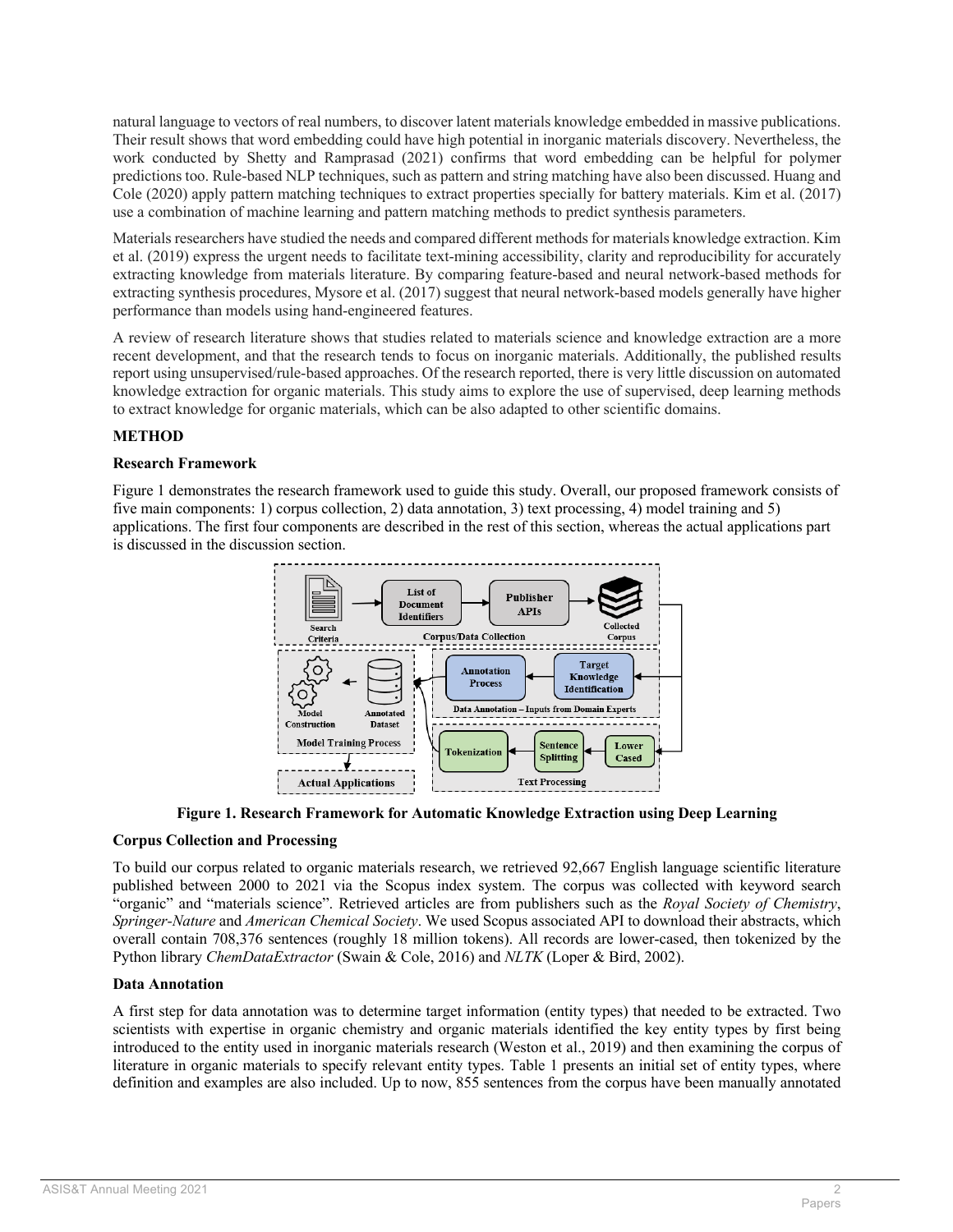natural language to vectors of real numbers, to discover latent materials knowledge embedded in massive publications. Their result shows that word embedding could have high potential in inorganic materials discovery. Nevertheless, the work conducted by Shetty and Ramprasad (2021) confirms that word embedding can be helpful for polymer predictions too. Rule-based NLP techniques, such as pattern and string matching have also been discussed. Huang and Cole (2020) apply pattern matching techniques to extract properties specially for battery materials. Kim et al. (2017) use a combination of machine learning and pattern matching methods to predict synthesis parameters.

Materials researchers have studied the needs and compared different methods for materials knowledge extraction. Kim et al. (2019) express the urgent needs to facilitate text-mining accessibility, clarity and reproducibility for accurately extracting knowledge from materials literature. By comparing feature-based and neural network-based methods for extracting synthesis procedures, Mysore et al. (2017) suggest that neural network-based models generally have higher performance than models using hand-engineered features.

A review of research literature shows that studies related to materials science and knowledge extraction are a more recent development, and that the research tends to focus on inorganic materials. Additionally, the published results report using unsupervised/rule-based approaches. Of the research reported, there is very little discussion on automated knowledge extraction for organic materials. This study aims to explore the use of supervised, deep learning methods to extract knowledge for organic materials, which can be also adapted to other scientific domains.

## METHOD

### Research Framework

Figure 1 demonstrates the research framework used to guide this study. Overall, our proposed framework consists of five main components: 1) corpus collection, 2) data annotation, 3) text processing, 4) model training and 5) applications. The first four components are described in the rest of this section, whereas the actual applications part is discussed in the discussion section.

**Figure 1. Research Framework for Automatic Knowledge Extraction using Deep Learning**

### Corpus Collection and Processing

To build our corpus related to organic materials research, we retrieved 92,667 English language scientific literature published between 2000 to 2021 via the Scopus index system. The corpus was collected with keyword search "organic" and "materials science". Retrieved articles are from publishers such as the *Royal Society of Chemistry*, *Springer-Nature* and *American Chemical Society*. We used Scopus associated API to download their abstracts, which overall contain 708,376 sentences (roughly 18 million tokens). All records are lower-cased, then tokenized by the Python library *ChemDataExtractor* (Swain & Cole, 2016) and *NLTK* (Loper & Bird, 2002).

### Data Annotation

A first step for data annotation was to determine target information (entity types) that needed to be extracted. Two scientists with expertise in organic chemistry and organic materials identified the key entity types by first being introduced to the entity used in inorganic materials research (Weston et al., 2019) and then examining the corpus of literature in organic materials to specify relevant entity types. Table 1 presents an initial set of entity types, where definition and examples are also included. Up to now, 855 sentences from the corpus have been manually annotated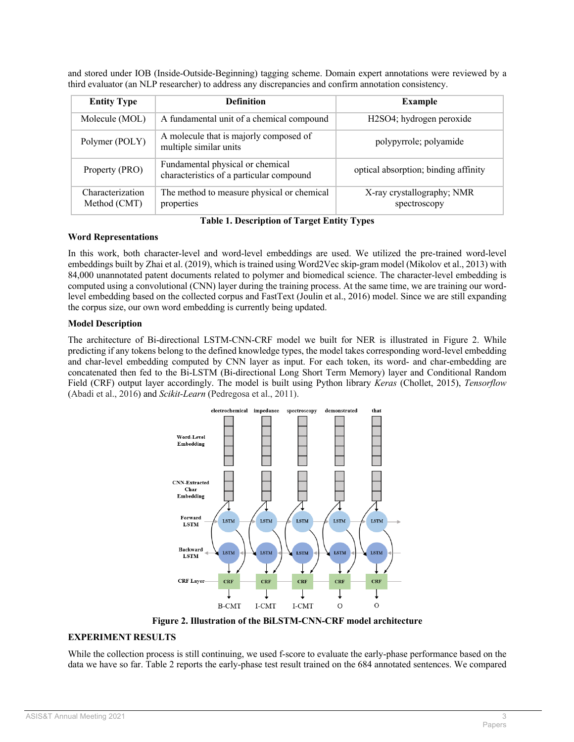and stored under IOB (Inside-Outside-Beginning) tagging scheme. Domain expert annotations were reviewed by a third evaluator (an NLP researcher) to address any discrepancies and confirm annotation consistency.

| Entity Type | Definition | Example |
|---|---|---|
| Molecule (MOL) | A fundamental unit of a chemical compound | H2SO4; hydrogen peroxide |
| Polymer (POLY) | A molecule that is majorly composed of multiple similar units | polypyrrole; polyamide |
| Property (PRO) | Fundamental physical or chemical characteristics of a particular compound | optical absorption; binding affinity |
| Characterization Method (CMT) | The method to measure physical or chemical properties | X-ray crystallography; NMR spectroscopy |

**Table 1. Description of Target Entity Types**

### Word Representations

In this work, both character-level and word-level embeddings are used. We utilized the pre-trained word-level embeddings built by Zhai et al. (2019), which is trained using Word2Vec skip-gram model (Mikolov et al., 2013) with 84,000 unannotated patent documents related to polymer and biomedical science. The character-level embedding is computed using a convolutional (CNN) layer during the training process. At the same time, we are training our word-level embedding based on the collected corpus and FastText (Joulin et al., 2016) model. Since we are still expanding the corpus size, our own word embedding is currently being updated.

### Model Description

The architecture of Bi-directional LSTM-CNN-CRF model we built for NER is illustrated in Figure 2. While predicting if any tokens belong to the defined knowledge types, the model takes corresponding word-level embedding and char-level embedding computed by CNN layer as input. For each token, its word- and char-embedding are concatenated then fed to the Bi-LSTM (Bi-directional Long Short Term Memory) layer and Conditional Random Field (CRF) output layer accordingly. The model is built using Python library *Keras* (Chollet, 2015), *Tensorflow* (Abadi et al., 2016) and *Scikit-Learn* (Pedregosa et al., 2011).

**Figure 2. Illustration of the BiLSTM-CNN-CRF model architecture**

## EXPERIMENT RESULTS

While the collection process is still continuing, we used f-score to evaluate the early-phase performance based on the data we have so far. Table 2 reports the early-phase test result trained on the 684 annotated sentences. We compared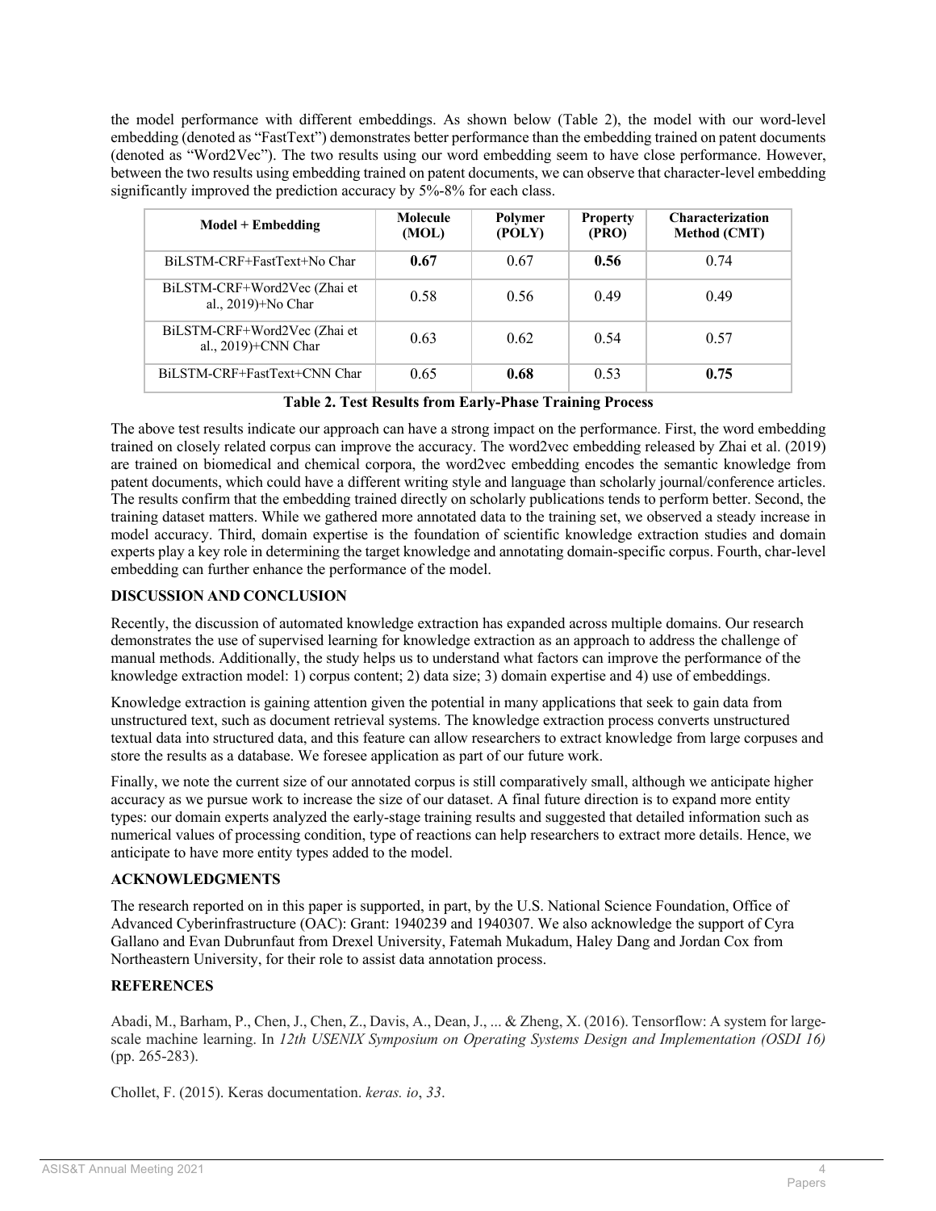the model performance with different embeddings. As shown below (Table 2), the model with our word-level embedding (denoted as "FastText") demonstrates better performance than the embedding trained on patent documents (denoted as "Word2Vec"). The two results using our word embedding seem to have close performance. However, between the two results using embedding trained on patent documents, we can observe that character-level embedding significantly improved the prediction accuracy by 5%-8% for each class.

| Model + Embedding | Molecule (MOL) | Polymer (POLY) | Property (PRO) | Characterization Method (CMT) |
| --- | --- | --- | --- | --- |
| BiLSTM-CRF+FastText+No Char | **0.67** | 0.67 | **0.56** | 0.74 |
| BiLSTM-CRF+Word2Vec (Zhai et al., 2019)+No Char | 0.58 | 0.56 | 0.49 | 0.49 |
| BiLSTM-CRF+Word2Vec (Zhai et al., 2019)+CNN Char | 0.63 | 0.62 | 0.54 | 0.57 |
| BiLSTM-CRF+FastText+CNN Char | 0.65 | **0.68** | 0.53 | **0.75** |

**Table 2. Test Results from Early-Phase Training Process**

The above test results indicate our approach can have a strong impact on the performance. First, the word embedding trained on closely related corpus can improve the accuracy. The word2vec embedding released by Zhai et al. (2019) are trained on biomedical and chemical corpora, the word2vec embedding encodes the semantic knowledge from patent documents, which could have a different writing style and language than scholarly journal/conference articles. The results confirm that the embedding trained directly on scholarly publications tends to perform better. Second, the training dataset matters. While we gathered more annotated data to the training set, we observed a steady increase in model accuracy. Third, domain expertise is the foundation of scientific knowledge extraction studies and domain experts play a key role in determining the target knowledge and annotating domain-specific corpus. Fourth, char-level embedding can further enhance the performance of the model.

## DISCUSSION AND CONCLUSION

Recently, the discussion of automated knowledge extraction has expanded across multiple domains. Our research demonstrates the use of supervised learning for knowledge extraction as an approach to address the challenge of manual methods. Additionally, the study helps us to understand what factors can improve the performance of the knowledge extraction model: 1) corpus content; 2) data size; 3) domain expertise and 4) use of embeddings.

Knowledge extraction is gaining attention given the potential in many applications that seek to gain data from unstructured text, such as document retrieval systems. The knowledge extraction process converts unstructured textual data into structured data, and this feature can allow researchers to extract knowledge from large corpuses and store the results as a database. We foresee application as part of our future work.

Finally, we note the current size of our annotated corpus is still comparatively small, although we anticipate higher accuracy as we pursue work to increase the size of our dataset. A final future direction is to expand more entity types: our domain experts analyzed the early-stage training results and suggested that detailed information such as numerical values of processing condition, type of reactions can help researchers to extract more details. Hence, we anticipate to have more entity types added to the model.

## ACKNOWLEDGMENTS

The research reported on in this paper is supported, in part, by the U.S. National Science Foundation, Office of Advanced Cyberinfrastructure (OAC): Grant: 1940239 and 1940307. We also acknowledge the support of Cyra Gallano and Evan Dubrunfaut from Drexel University, Fatemah Mukadum, Haley Dang and Jordan Cox from Northeastern University, for their role to assist data annotation process.

## REFERENCES

Abadi, M., Barham, P., Chen, J., Chen, Z., Davis, A., Dean, J., ... & Zheng, X. (2016). Tensorflow: A system for large-scale machine learning. In *12th USENIX Symposium on Operating Systems Design and Implementation (OSDI 16)* (pp. 265-283).

Chollet, F. (2015). Keras documentation. *keras. io*, *33*.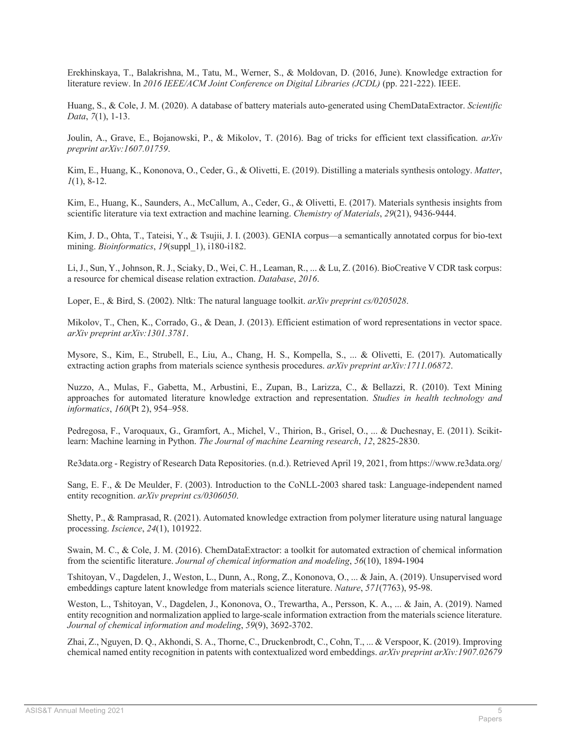Erekhinskaya, T., Balakrishna, M., Tatu, M., Werner, S., & Moldovan, D. (2016, June). Knowledge extraction for literature review. In *2016 IEEE/ACM Joint Conference on Digital Libraries (JCDL)* (pp. 221-222). IEEE.

Huang, S., & Cole, J. M. (2020). A database of battery materials auto-generated using ChemDataExtractor. *Scientific Data*, *7*(1), 1-13.

Joulin, A., Grave, E., Bojanowski, P., & Mikolov, T. (2016). Bag of tricks for efficient text classification. *arXiv preprint arXiv:1607.01759*.

Kim, E., Huang, K., Kononova, O., Ceder, G., & Olivetti, E. (2019). Distilling a materials synthesis ontology. *Matter*, *1*(1), 8-12.

Kim, E., Huang, K., Saunders, A., McCallum, A., Ceder, G., & Olivetti, E. (2017). Materials synthesis insights from scientific literature via text extraction and machine learning. *Chemistry of Materials*, *29*(21), 9436-9444.

Kim, J. D., Ohta, T., Tateisi, Y., & Tsujii, J. I. (2003). GENIA corpus—a semantically annotated corpus for bio-text mining. *Bioinformatics*, *19*(suppl_1), i180-i182.

Li, J., Sun, Y., Johnson, R. J., Sciaky, D., Wei, C. H., Leaman, R., ... & Lu, Z. (2016). BioCreative V CDR task corpus: a resource for chemical disease relation extraction. *Database*, *2016*.

Loper, E., & Bird, S. (2002). Nltk: The natural language toolkit. *arXiv preprint cs/0205028*.

Mikolov, T., Chen, K., Corrado, G., & Dean, J. (2013). Efficient estimation of word representations in vector space. *arXiv preprint arXiv:1301.3781*.

Mysore, S., Kim, E., Strubell, E., Liu, A., Chang, H. S., Kompella, S., ... & Olivetti, E. (2017). Automatically extracting action graphs from materials science synthesis procedures. *arXiv preprint arXiv:1711.06872*.

Nuzzo, A., Mulas, F., Gabetta, M., Arbustini, E., Zupan, B., Larizza, C., & Bellazzi, R. (2010). Text Mining approaches for automated literature knowledge extraction and representation. *Studies in health technology and informatics*, *160*(Pt 2), 954–958.

Pedregosa, F., Varoquaux, G., Gramfort, A., Michel, V., Thirion, B., Grisel, O., ... & Duchesnay, E. (2011). Scikit-learn: Machine learning in Python. *The Journal of machine Learning research*, *12*, 2825-2830.

Re3data.org - Registry of Research Data Repositories. (n.d.). Retrieved April 19, 2021, from https://www.re3data.org/

Sang, E. F., & De Meulder, F. (2003). Introduction to the CoNLL-2003 shared task: Language-independent named entity recognition. *arXiv preprint cs/0306050*.

Shetty, P., & Ramprasad, R. (2021). Automated knowledge extraction from polymer literature using natural language processing. *Iscience*, *24*(1), 101922.

Swain, M. C., & Cole, J. M. (2016). ChemDataExtractor: a toolkit for automated extraction of chemical information from the scientific literature. *Journal of chemical information and modeling*, *56*(10), 1894-1904

Tshitoyan, V., Dagdelen, J., Weston, L., Dunn, A., Rong, Z., Kononova, O., ... & Jain, A. (2019). Unsupervised word embeddings capture latent knowledge from materials science literature. *Nature*, *571*(7763), 95-98.

Weston, L., Tshitoyan, V., Dagdelen, J., Kononova, O., Trewartha, A., Persson, K. A., ... & Jain, A. (2019). Named entity recognition and normalization applied to large-scale information extraction from the materials science literature. *Journal of chemical information and modeling*, *59*(9), 3692-3702.

Zhai, Z., Nguyen, D. Q., Akhondi, S. A., Thorne, C., Druckenbrodt, C., Cohn, T., ... & Verspoor, K. (2019). Improving chemical named entity recognition in patents with contextualized word embeddings. *arXiv preprint arXiv:1907.02679*